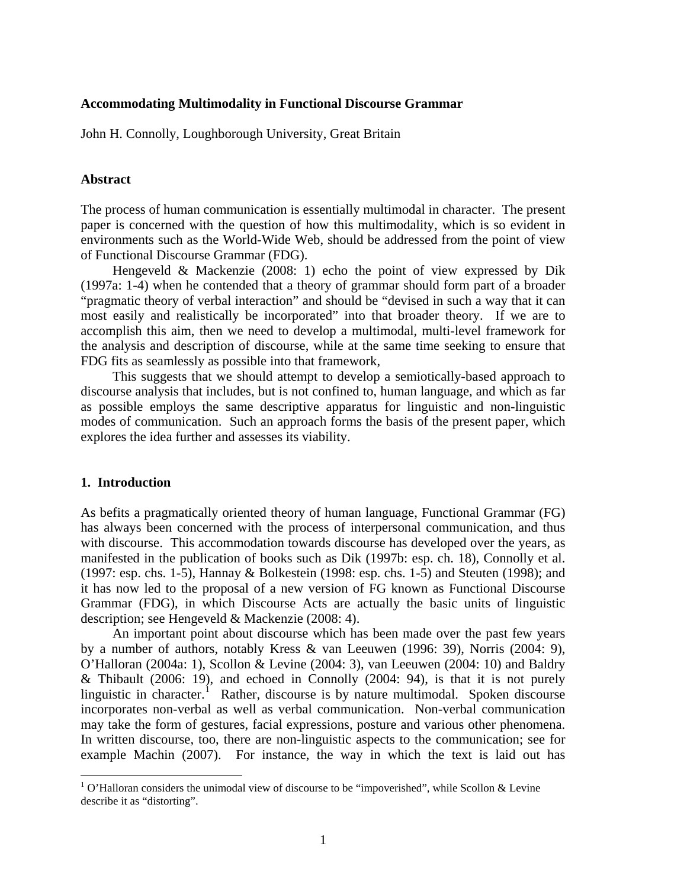**Accommodating Multimodality in Functional Discourse Grammar**

John H. Connolly, Loughborough University, Great Britain

**Abstract**

The process of human communication is essentially multimodal in character. The present paper is concerned with the question of how this multimodality, which is so evident in environments such as the World-Wide Web, should be addressed from the point of view of Functional Discourse Grammar (FDG).

Hengeveld & Mackenzie (2008: 1) echo the point of view expressed by Dik (1997a: 1-4) when he contended that a theory of grammar should form part of a broader "pragmatic theory of verbal interaction" and should be "devised in such a way that it can most easily and realistically be incorporated" into that broader theory. If we are to accomplish this aim, then we need to develop a multimodal, multi-level framework for the analysis and description of discourse, while at the same time seeking to ensure that FDG fits as seamlessly as possible into that framework,

This suggests that we should attempt to develop a semiotically-based approach to discourse analysis that includes, but is not confined to, human language, and which as far as possible employs the same descriptive apparatus for linguistic and non-linguistic modes of communication. Such an approach forms the basis of the present paper, which explores the idea further and assesses its viability.

**1. Introduction**

As befits a pragmatically oriented theory of human language, Functional Grammar (FG) has always been concerned with the process of interpersonal communication, and thus with discourse. This accommodation towards discourse has developed over the years, as manifested in the publication of books such as Dik (1997b: esp. ch. 18), Connolly et al. (1997: esp. chs. 1-5), Hannay & Bolkestein (1998: esp. chs. 1-5) and Steuten (1998); and it has now led to the proposal of a new version of FG known as Functional Discourse Grammar (FDG), in which Discourse Acts are actually the basic units of linguistic description; see Hengeveld & Mackenzie (2008: 4).

An important point about discourse which has been made over the past few years by a number of authors, notably Kress & van Leeuwen (1996: 39), Norris (2004: 9), O'Halloran (2004a: 1), Scollon & Levine (2004: 3), van Leeuwen (2004: 10) and Baldry & Thibault (2006: 19), and echoed in Connolly (2004: 94), is that it is not purely linguistic in character.[1] Rather, discourse is by nature multimodal. Spoken discourse incorporates non-verbal as well as verbal communication. Non-verbal communication may take the form of gestures, facial expressions, posture and various other phenomena. In written discourse, too, there are non-linguistic aspects to the communication; see for example Machin (2007). For instance, the way in which the text is laid out has

[1] O'Halloran considers the unimodal view of discourse to be "impoverished", while Scollon & Levine describe it as "distorting".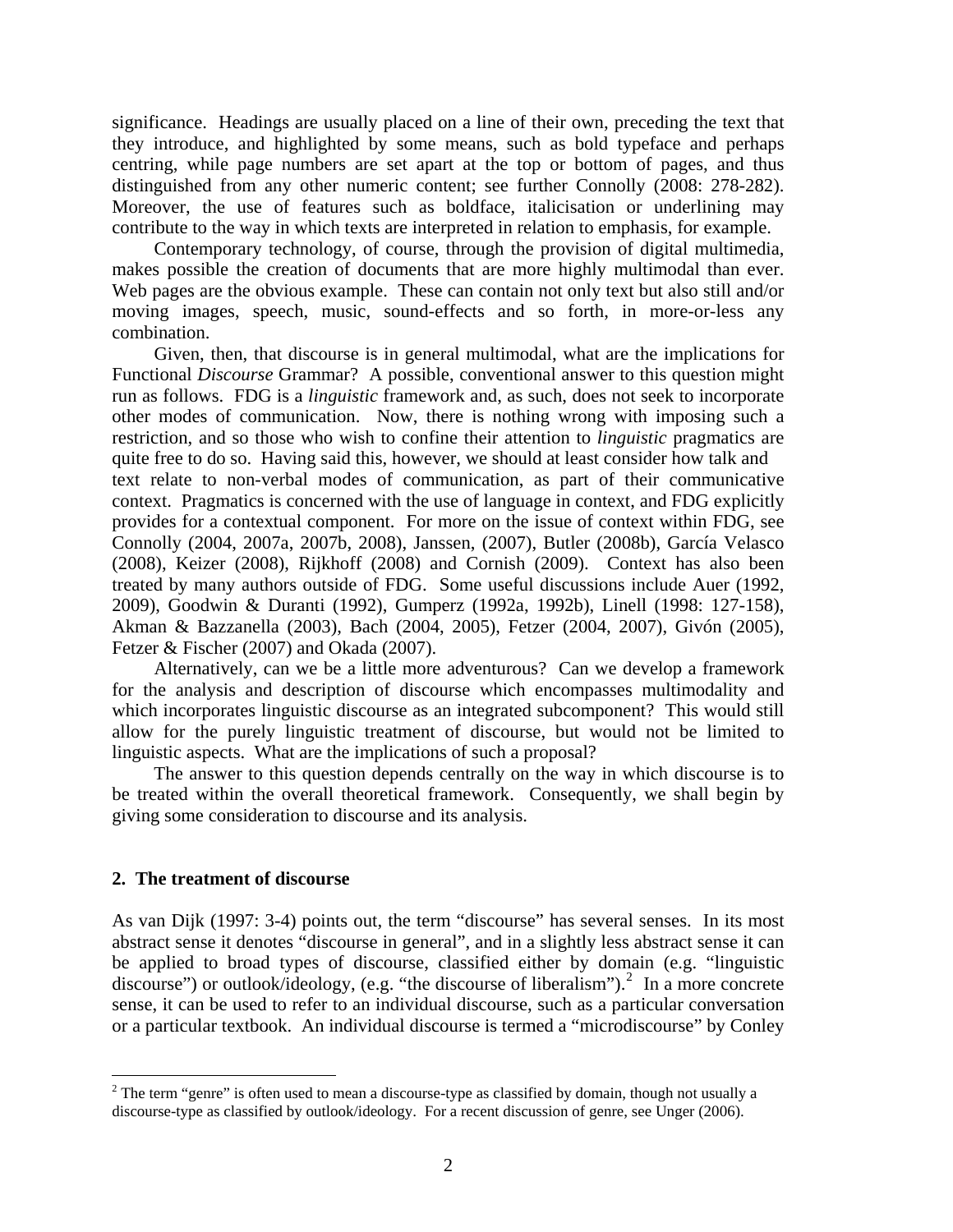significance. Headings are usually placed on a line of their own, preceding the text that they introduce, and highlighted by some means, such as bold typeface and perhaps centring, while page numbers are set apart at the top or bottom of pages, and thus distinguished from any other numeric content; see further Connolly (2008: 278-282). Moreover, the use of features such as boldface, italicisation or underlining may contribute to the way in which texts are interpreted in relation to emphasis, for example.

Contemporary technology, of course, through the provision of digital multimedia, makes possible the creation of documents that are more highly multimodal than ever. Web pages are the obvious example. These can contain not only text but also still and/or moving images, speech, music, sound-effects and so forth, in more-or-less any combination.

Given, then, that discourse is in general multimodal, what are the implications for Functional *Discourse* Grammar? A possible, conventional answer to this question might run as follows. FDG is a *linguistic* framework and, as such, does not seek to incorporate other modes of communication. Now, there is nothing wrong with imposing such a restriction, and so those who wish to confine their attention to *linguistic* pragmatics are quite free to do so. Having said this, however, we should at least consider how talk and text relate to non-verbal modes of communication, as part of their communicative context. Pragmatics is concerned with the use of language in context, and FDG explicitly provides for a contextual component. For more on the issue of context within FDG, see Connolly (2004, 2007a, 2007b, 2008), Janssen, (2007), Butler (2008b), García Velasco (2008), Keizer (2008), Rijkhoff (2008) and Cornish (2009). Context has also been treated by many authors outside of FDG. Some useful discussions include Auer (1992, 2009), Goodwin & Duranti (1992), Gumperz (1992a, 1992b), Linell (1998: 127-158), Akman & Bazzanella (2003), Bach (2004, 2005), Fetzer (2004, 2007), Givón (2005), Fetzer & Fischer (2007) and Okada (2007).

Alternatively, can we be a little more adventurous? Can we develop a framework for the analysis and description of discourse which encompasses multimodality and which incorporates linguistic discourse as an integrated subcomponent? This would still allow for the purely linguistic treatment of discourse, but would not be limited to linguistic aspects. What are the implications of such a proposal?

The answer to this question depends centrally on the way in which discourse is to be treated within the overall theoretical framework. Consequently, we shall begin by giving some consideration to discourse and its analysis.

## 2. The treatment of discourse

As van Dijk (1997: 3-4) points out, the term "discourse" has several senses. In its most abstract sense it denotes "discourse in general", and in a slightly less abstract sense it can be applied to broad types of discourse, classified either by domain (e.g. "linguistic discourse") or outlook/ideology, (e.g. "the discourse of liberalism").[2] In a more concrete sense, it can be used to refer to an individual discourse, such as a particular conversation or a particular textbook. An individual discourse is termed a "microdiscourse" by Conley

[2] The term "genre" is often used to mean a discourse-type as classified by domain, though not usually a discourse-type as classified by outlook/ideology. For a recent discussion of genre, see Unger (2006).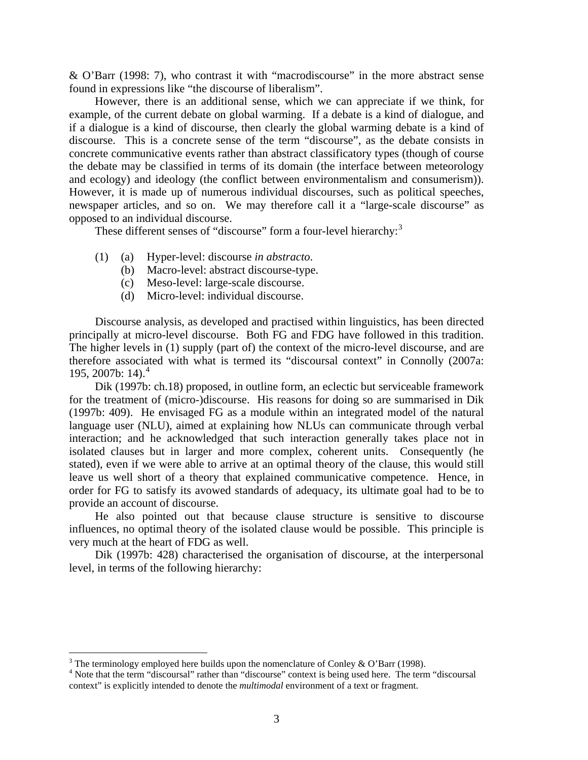& O'Barr (1998: 7), who contrast it with "macrodiscourse" in the more abstract sense found in expressions like "the discourse of liberalism".

However, there is an additional sense, which we can appreciate if we think, for example, of the current debate on global warming. If a debate is a kind of dialogue, and if a dialogue is a kind of discourse, then clearly the global warming debate is a kind of discourse. This is a concrete sense of the term "discourse", as the debate consists in concrete communicative events rather than abstract classificatory types (though of course the debate may be classified in terms of its domain (the interface between meteorology and ecology) and ideology (the conflict between environmentalism and consumerism)). However, it is made up of numerous individual discourses, such as political speeches, newspaper articles, and so on. We may therefore call it a "large-scale discourse" as opposed to an individual discourse.

These different senses of "discourse" form a four-level hierarchy:[3]

(1) (a) Hyper-level: discourse *in abstracto*.
  (b) Macro-level: abstract discourse-type.
  (c) Meso-level: large-scale discourse.
  (d) Micro-level: individual discourse.

Discourse analysis, as developed and practised within linguistics, has been directed principally at micro-level discourse. Both FG and FDG have followed in this tradition. The higher levels in (1) supply (part of) the context of the micro-level discourse, and are therefore associated with what is termed its "discoursal context" in Connolly (2007a: 195, 2007b: 14).[4]

Dik (1997b: ch.18) proposed, in outline form, an eclectic but serviceable framework for the treatment of (micro-)discourse. His reasons for doing so are summarised in Dik (1997b: 409). He envisaged FG as a module within an integrated model of the natural language user (NLU), aimed at explaining how NLUs can communicate through verbal interaction; and he acknowledged that such interaction generally takes place not in isolated clauses but in larger and more complex, coherent units. Consequently (he stated), even if we were able to arrive at an optimal theory of the clause, this would still leave us well short of a theory that explained communicative competence. Hence, in order for FG to satisfy its avowed standards of adequacy, its ultimate goal had to be to provide an account of discourse.

He also pointed out that because clause structure is sensitive to discourse influences, no optimal theory of the isolated clause would be possible. This principle is very much at the heart of FDG as well.

Dik (1997b: 428) characterised the organisation of discourse, at the interpersonal level, in terms of the following hierarchy:

---

[3] The terminology employed here builds upon the nomenclature of Conley & O'Barr (1998).

[4] Note that the term "discoursal" rather than "discourse" context is being used here. The term "discoursal context" is explicitly intended to denote the *multimodal* environment of a text or fragment.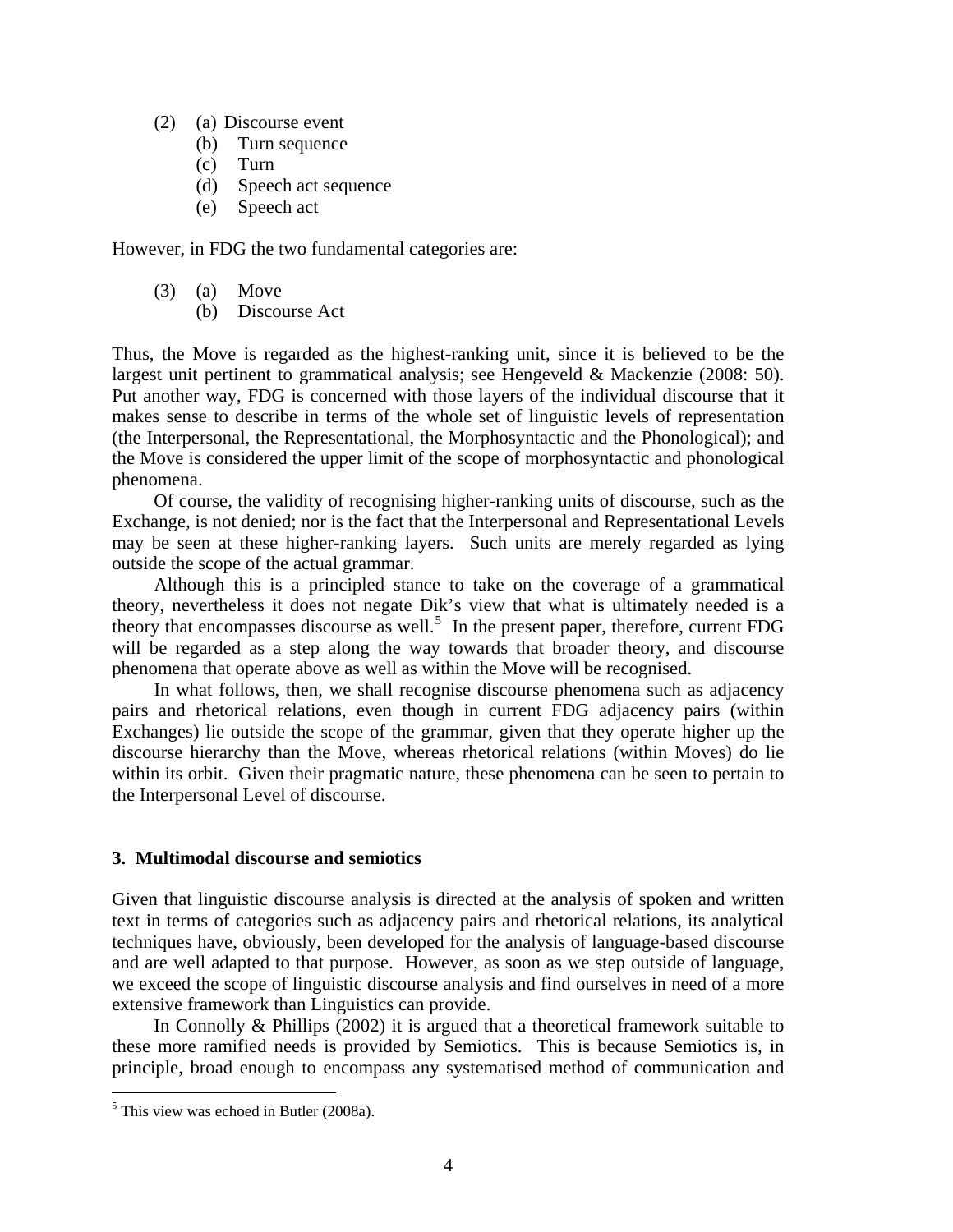(2) (a) Discourse event
    (b) Turn sequence
    (c) Turn
    (d) Speech act sequence
    (e) Speech act

However, in FDG the two fundamental categories are:

(3) (a) Move
    (b) Discourse Act

Thus, the Move is regarded as the highest-ranking unit, since it is believed to be the largest unit pertinent to grammatical analysis; see Hengeveld & Mackenzie (2008: 50). Put another way, FDG is concerned with those layers of the individual discourse that it makes sense to describe in terms of the whole set of linguistic levels of representation (the Interpersonal, the Representational, the Morphosyntactic and the Phonological); and the Move is considered the upper limit of the scope of morphosyntactic and phonological phenomena.

Of course, the validity of recognising higher-ranking units of discourse, such as the Exchange, is not denied; nor is the fact that the Interpersonal and Representational Levels may be seen at these higher-ranking layers. Such units are merely regarded as lying outside the scope of the actual grammar.

Although this is a principled stance to take on the coverage of a grammatical theory, nevertheless it does not negate Dik's view that what is ultimately needed is a theory that encompasses discourse as well.[5] In the present paper, therefore, current FDG will be regarded as a step along the way towards that broader theory, and discourse phenomena that operate above as well as within the Move will be recognised.

In what follows, then, we shall recognise discourse phenomena such as adjacency pairs and rhetorical relations, even though in current FDG adjacency pairs (within Exchanges) lie outside the scope of the grammar, given that they operate higher up the discourse hierarchy than the Move, whereas rhetorical relations (within Moves) do lie within its orbit. Given their pragmatic nature, these phenomena can be seen to pertain to the Interpersonal Level of discourse.

### 3. Multimodal discourse and semiotics

Given that linguistic discourse analysis is directed at the analysis of spoken and written text in terms of categories such as adjacency pairs and rhetorical relations, its analytical techniques have, obviously, been developed for the analysis of language-based discourse and are well adapted to that purpose. However, as soon as we step outside of language, we exceed the scope of linguistic discourse analysis and find ourselves in need of a more extensive framework than Linguistics can provide.

In Connolly & Phillips (2002) it is argued that a theoretical framework suitable to these more ramified needs is provided by Semiotics. This is because Semiotics is, in principle, broad enough to encompass any systematised method of communication and

[5] This view was echoed in Butler (2008a).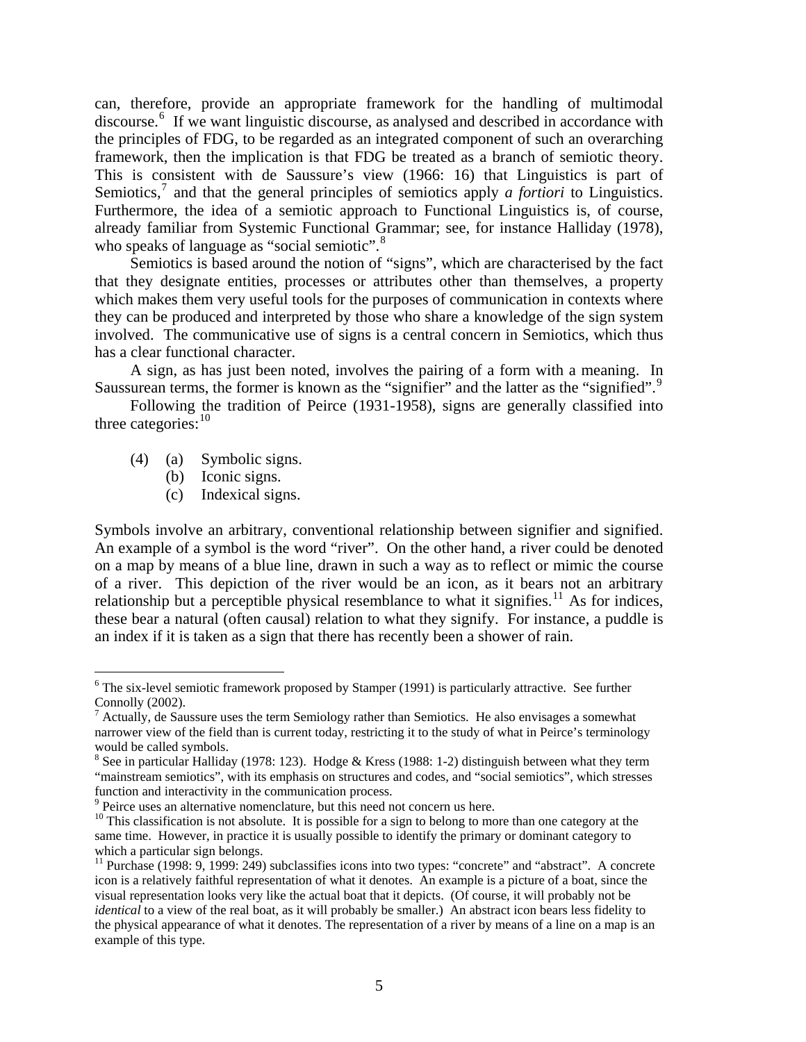can, therefore, provide an appropriate framework for the handling of multimodal discourse.[6] If we want linguistic discourse, as analysed and described in accordance with the principles of FDG, to be regarded as an integrated component of such an overarching framework, then the implication is that FDG be treated as a branch of semiotic theory. This is consistent with de Saussure's view (1966: 16) that Linguistics is part of Semiotics,[7] and that the general principles of semiotics apply *a fortiori* to Linguistics. Furthermore, the idea of a semiotic approach to Functional Linguistics is, of course, already familiar from Systemic Functional Grammar; see, for instance Halliday (1978), who speaks of language as "social semiotic".[8]

Semiotics is based around the notion of "signs", which are characterised by the fact that they designate entities, processes or attributes other than themselves, a property which makes them very useful tools for the purposes of communication in contexts where they can be produced and interpreted by those who share a knowledge of the sign system involved. The communicative use of signs is a central concern in Semiotics, which thus has a clear functional character.

A sign, as has just been noted, involves the pairing of a form with a meaning. In Saussurean terms, the former is known as the "signifier" and the latter as the "signified".[9]

Following the tradition of Peirce (1931-1958), signs are generally classified into three categories:[10]

(4) (a) Symbolic signs.
    (b) Iconic signs.
    (c) Indexical signs.

Symbols involve an arbitrary, conventional relationship between signifier and signified. An example of a symbol is the word "river". On the other hand, a river could be denoted on a map by means of a blue line, drawn in such a way as to reflect or mimic the course of a river. This depiction of the river would be an icon, as it bears not an arbitrary relationship but a perceptible physical resemblance to what it signifies.[11] As for indices, these bear a natural (often causal) relation to what they signify. For instance, a puddle is an index if it is taken as a sign that there has recently been a shower of rain.

---

[6] The six-level semiotic framework proposed by Stamper (1991) is particularly attractive. See further Connolly (2002).

[7] Actually, de Saussure uses the term Semiology rather than Semiotics. He also envisages a somewhat narrower view of the field than is current today, restricting it to the study of what in Peirce's terminology would be called symbols.

[8] See in particular Halliday (1978: 123). Hodge & Kress (1988: 1-2) distinguish between what they term "mainstream semiotics", with its emphasis on structures and codes, and "social semiotics", which stresses function and interactivity in the communication process.

[9] Peirce uses an alternative nomenclature, but this need not concern us here.

[10] This classification is not absolute. It is possible for a sign to belong to more than one category at the same time. However, in practice it is usually possible to identify the primary or dominant category to which a particular sign belongs.

[11] Purchase (1998: 9, 1999: 249) subclassifies icons into two types: "concrete" and "abstract". A concrete icon is a relatively faithful representation of what it denotes. An example is a picture of a boat, since the visual representation looks very like the actual boat that it depicts. (Of course, it will probably not be *identical* to a view of the real boat, as it will probably be smaller.) An abstract icon bears less fidelity to the physical appearance of what it denotes. The representation of a river by means of a line on a map is an example of this type.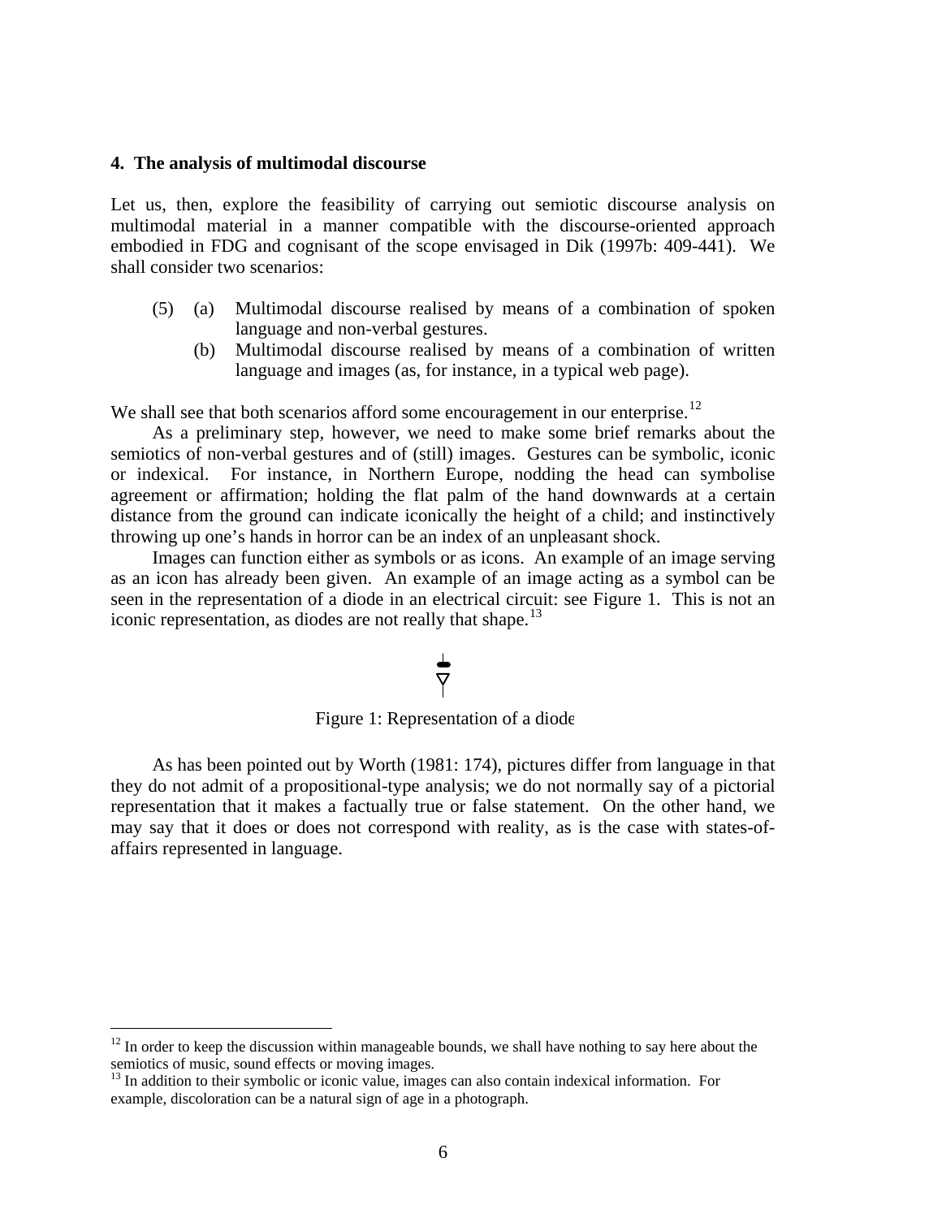## 4. The analysis of multimodal discourse

Let us, then, explore the feasibility of carrying out semiotic discourse analysis on multimodal material in a manner compatible with the discourse-oriented approach embodied in FDG and cognisant of the scope envisaged in Dik (1997b: 409-441). We shall consider two scenarios:

(5) (a) Multimodal discourse realised by means of a combination of spoken language and non-verbal gestures.
 (b) Multimodal discourse realised by means of a combination of written language and images (as, for instance, in a typical web page).

We shall see that both scenarios afford some encouragement in our enterprise.[12]

As a preliminary step, however, we need to make some brief remarks about the semiotics of non-verbal gestures and of (still) images. Gestures can be symbolic, iconic or indexical. For instance, in Northern Europe, nodding the head can symbolise agreement or affirmation; holding the flat palm of the hand downwards at a certain distance from the ground can indicate iconically the height of a child; and instinctively throwing up one's hands in horror can be an index of an unpleasant shock.

Images can function either as symbols or as icons. An example of an image serving as an icon has already been given. An example of an image acting as a symbol can be seen in the representation of a diode in an electrical circuit: see Figure 1. This is not an iconic representation, as diodes are not really that shape.[13]

Figure 1: Representation of a diode

As has been pointed out by Worth (1981: 174), pictures differ from language in that they do not admit of a propositional-type analysis; we do not normally say of a pictorial representation that it makes a factually true or false statement. On the other hand, we may say that it does or does not correspond with reality, as is the case with states-of-affairs represented in language.

---

[12] In order to keep the discussion within manageable bounds, we shall have nothing to say here about the semiotics of music, sound effects or moving images.

[13] In addition to their symbolic or iconic value, images can also contain indexical information. For example, discoloration can be a natural sign of age in a photograph.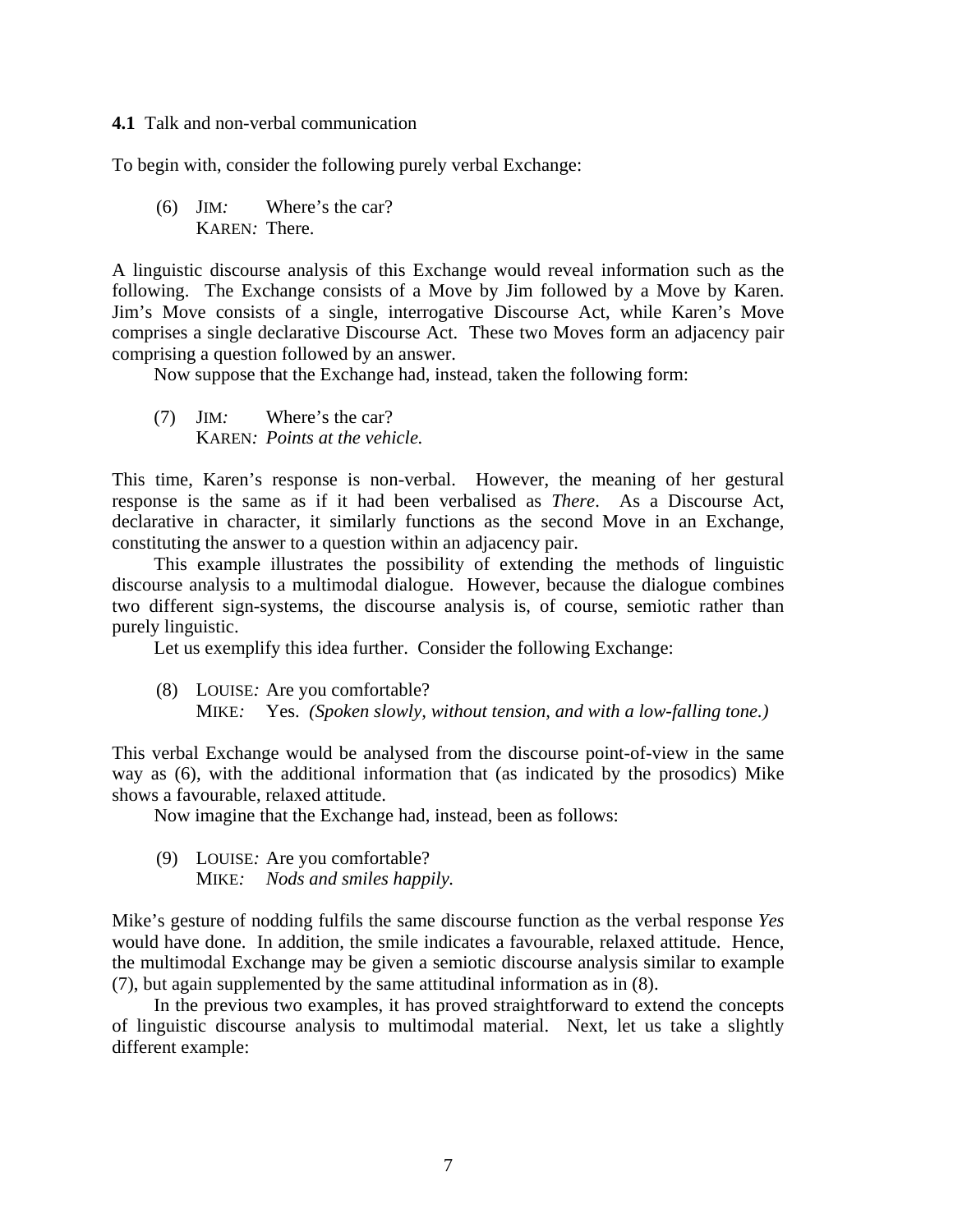**4.1** Talk and non-verbal communication

To begin with, consider the following purely verbal Exchange:

> (6) JIM*:* Where's the car?
> KAREN*:* There.

A linguistic discourse analysis of this Exchange would reveal information such as the following. The Exchange consists of a Move by Jim followed by a Move by Karen. Jim's Move consists of a single, interrogative Discourse Act, while Karen's Move comprises a single declarative Discourse Act. These two Moves form an adjacency pair comprising a question followed by an answer.

Now suppose that the Exchange had, instead, taken the following form:

> (7) JIM*:* Where's the car?
> KAREN*: Points at the vehicle.*

This time, Karen's response is non-verbal. However, the meaning of her gestural response is the same as if it had been verbalised as *There*. As a Discourse Act, declarative in character, it similarly functions as the second Move in an Exchange, constituting the answer to a question within an adjacency pair.

This example illustrates the possibility of extending the methods of linguistic discourse analysis to a multimodal dialogue. However, because the dialogue combines two different sign-systems, the discourse analysis is, of course, semiotic rather than purely linguistic.

Let us exemplify this idea further. Consider the following Exchange:

> (8) LOUISE*:* Are you comfortable?
> MIKE*:* Yes. *(Spoken slowly, without tension, and with a low-falling tone.)*

This verbal Exchange would be analysed from the discourse point-of-view in the same way as (6), with the additional information that (as indicated by the prosodics) Mike shows a favourable, relaxed attitude.

Now imagine that the Exchange had, instead, been as follows:

> (9) LOUISE*:* Are you comfortable?
> MIKE*: Nods and smiles happily.*

Mike's gesture of nodding fulfils the same discourse function as the verbal response *Yes* would have done. In addition, the smile indicates a favourable, relaxed attitude. Hence, the multimodal Exchange may be given a semiotic discourse analysis similar to example (7), but again supplemented by the same attitudinal information as in (8).

In the previous two examples, it has proved straightforward to extend the concepts of linguistic discourse analysis to multimodal material. Next, let us take a slightly different example: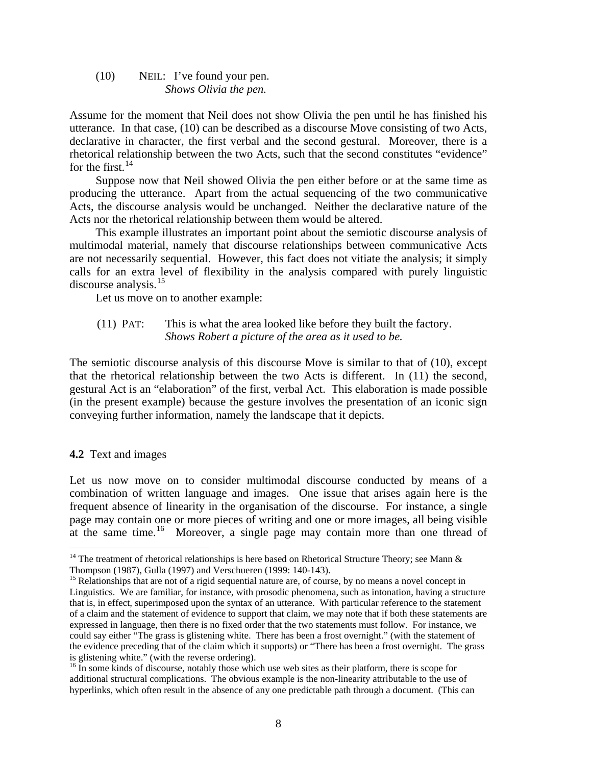(10) NEIL: I've found your pen.
*Shows Olivia the pen.*

Assume for the moment that Neil does not show Olivia the pen until he has finished his utterance. In that case, (10) can be described as a discourse Move consisting of two Acts, declarative in character, the first verbal and the second gestural. Moreover, there is a rhetorical relationship between the two Acts, such that the second constitutes "evidence" for the first.[14]

Suppose now that Neil showed Olivia the pen either before or at the same time as producing the utterance. Apart from the actual sequencing of the two communicative Acts, the discourse analysis would be unchanged. Neither the declarative nature of the Acts nor the rhetorical relationship between them would be altered.

This example illustrates an important point about the semiotic discourse analysis of multimodal material, namely that discourse relationships between communicative Acts are not necessarily sequential. However, this fact does not vitiate the analysis; it simply calls for an extra level of flexibility in the analysis compared with purely linguistic discourse analysis.[15]

Let us move on to another example:

(11) PAT: This is what the area looked like before they built the factory.
*Shows Robert a picture of the area as it used to be.*

The semiotic discourse analysis of this discourse Move is similar to that of (10), except that the rhetorical relationship between the two Acts is different. In (11) the second, gestural Act is an "elaboration" of the first, verbal Act. This elaboration is made possible (in the present example) because the gesture involves the presentation of an iconic sign conveying further information, namely the landscape that it depicts.

## 4.2 Text and images

Let us now move on to consider multimodal discourse conducted by means of a combination of written language and images. One issue that arises again here is the frequent absence of linearity in the organisation of the discourse. For instance, a single page may contain one or more pieces of writing and one or more images, all being visible at the same time.[16] Moreover, a single page may contain more than one thread of

---

[14] The treatment of rhetorical relationships is here based on Rhetorical Structure Theory; see Mann & Thompson (1987), Gulla (1997) and Verschueren (1999: 140-143).

[15] Relationships that are not of a rigid sequential nature are, of course, by no means a novel concept in Linguistics. We are familiar, for instance, with prosodic phenomena, such as intonation, having a structure that is, in effect, superimposed upon the syntax of an utterance. With particular reference to the statement of a claim and the statement of evidence to support that claim, we may note that if both these statements are expressed in language, then there is no fixed order that the two statements must follow. For instance, we could say either "The grass is glistening white. There has been a frost overnight." (with the statement of the evidence preceding that of the claim which it supports) or "There has been a frost overnight. The grass is glistening white." (with the reverse ordering).

[16] In some kinds of discourse, notably those which use web sites as their platform, there is scope for additional structural complications. The obvious example is the non-linearity attributable to the use of hyperlinks, which often result in the absence of any one predictable path through a document. (This can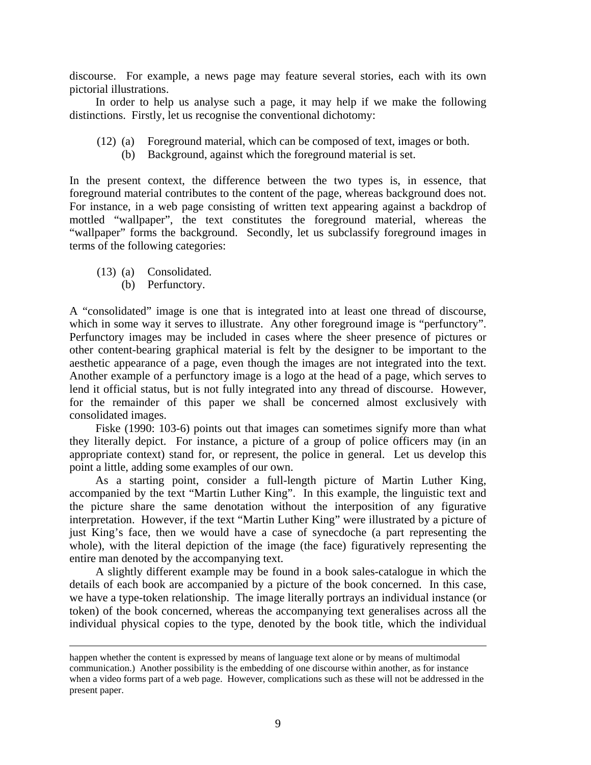discourse. For example, a news page may feature several stories, each with its own pictorial illustrations.

In order to help us analyse such a page, it may help if we make the following distinctions. Firstly, let us recognise the conventional dichotomy:

(12) (a) Foreground material, which can be composed of text, images or both.
(b) Background, against which the foreground material is set.

In the present context, the difference between the two types is, in essence, that foreground material contributes to the content of the page, whereas background does not. For instance, in a web page consisting of written text appearing against a backdrop of mottled "wallpaper", the text constitutes the foreground material, whereas the "wallpaper" forms the background. Secondly, let us subclassify foreground images in terms of the following categories:

(13) (a) Consolidated.
(b) Perfunctory.

A "consolidated" image is one that is integrated into at least one thread of discourse, which in some way it serves to illustrate. Any other foreground image is "perfunctory". Perfunctory images may be included in cases where the sheer presence of pictures or other content-bearing graphical material is felt by the designer to be important to the aesthetic appearance of a page, even though the images are not integrated into the text. Another example of a perfunctory image is a logo at the head of a page, which serves to lend it official status, but is not fully integrated into any thread of discourse. However, for the remainder of this paper we shall be concerned almost exclusively with consolidated images.

Fiske (1990: 103-6) points out that images can sometimes signify more than what they literally depict. For instance, a picture of a group of police officers may (in an appropriate context) stand for, or represent, the police in general. Let us develop this point a little, adding some examples of our own.

As a starting point, consider a full-length picture of Martin Luther King, accompanied by the text "Martin Luther King". In this example, the linguistic text and the picture share the same denotation without the interposition of any figurative interpretation. However, if the text "Martin Luther King" were illustrated by a picture of just King's face, then we would have a case of synecdoche (a part representing the whole), with the literal depiction of the image (the face) figuratively representing the entire man denoted by the accompanying text.

A slightly different example may be found in a book sales-catalogue in which the details of each book are accompanied by a picture of the book concerned. In this case, we have a type-token relationship. The image literally portrays an individual instance (or token) of the book concerned, whereas the accompanying text generalises across all the individual physical copies to the type, denoted by the book title, which the individual

---

happen whether the content is expressed by means of language text alone or by means of multimodal communication.) Another possibility is the embedding of one discourse within another, as for instance when a video forms part of a web page. However, complications such as these will not be addressed in the present paper.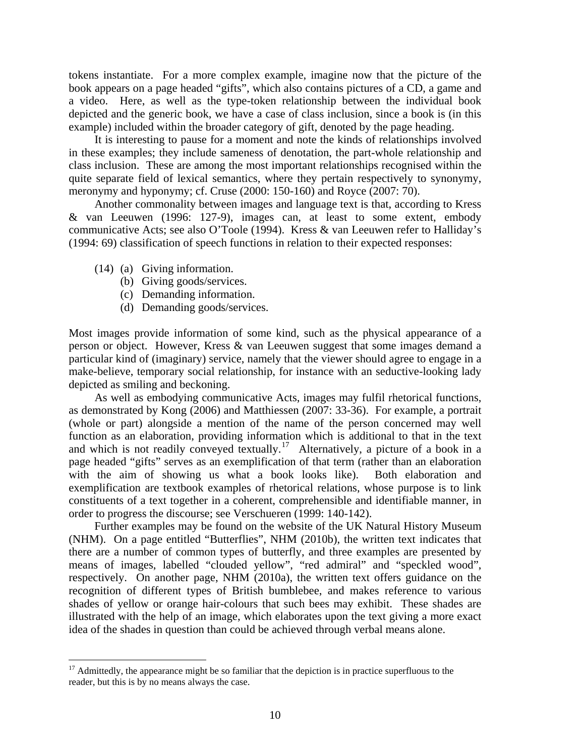tokens instantiate. For a more complex example, imagine now that the picture of the book appears on a page headed "gifts", which also contains pictures of a CD, a game and a video. Here, as well as the type-token relationship between the individual book depicted and the generic book, we have a case of class inclusion, since a book is (in this example) included within the broader category of gift, denoted by the page heading.

It is interesting to pause for a moment and note the kinds of relationships involved in these examples; they include sameness of denotation, the part-whole relationship and class inclusion. These are among the most important relationships recognised within the quite separate field of lexical semantics, where they pertain respectively to synonymy, meronymy and hyponymy; cf. Cruse (2000: 150-160) and Royce (2007: 70).

Another commonality between images and language text is that, according to Kress & van Leeuwen (1996: 127-9), images can, at least to some extent, embody communicative Acts; see also O'Toole (1994). Kress & van Leeuwen refer to Halliday's (1994: 69) classification of speech functions in relation to their expected responses:

(14) (a) Giving information.
 (b) Giving goods/services.
 (c) Demanding information.
 (d) Demanding goods/services.

Most images provide information of some kind, such as the physical appearance of a person or object. However, Kress & van Leeuwen suggest that some images demand a particular kind of (imaginary) service, namely that the viewer should agree to engage in a make-believe, temporary social relationship, for instance with an seductive-looking lady depicted as smiling and beckoning.

As well as embodying communicative Acts, images may fulfil rhetorical functions, as demonstrated by Kong (2006) and Matthiessen (2007: 33-36). For example, a portrait (whole or part) alongside a mention of the name of the person concerned may well function as an elaboration, providing information which is additional to that in the text and which is not readily conveyed textually.[17] Alternatively, a picture of a book in a page headed "gifts" serves as an exemplification of that term (rather than an elaboration with the aim of showing us what a book looks like). Both elaboration and exemplification are textbook examples of rhetorical relations, whose purpose is to link constituents of a text together in a coherent, comprehensible and identifiable manner, in order to progress the discourse; see Verschueren (1999: 140-142).

Further examples may be found on the website of the UK Natural History Museum (NHM). On a page entitled "Butterflies", NHM (2010b), the written text indicates that there are a number of common types of butterfly, and three examples are presented by means of images, labelled "clouded yellow", "red admiral" and "speckled wood", respectively. On another page, NHM (2010a), the written text offers guidance on the recognition of different types of British bumblebee, and makes reference to various shades of yellow or orange hair-colours that such bees may exhibit. These shades are illustrated with the help of an image, which elaborates upon the text giving a more exact idea of the shades in question than could be achieved through verbal means alone.

---

[17] Admittedly, the appearance might be so familiar that the depiction is in practice superfluous to the reader, but this is by no means always the case.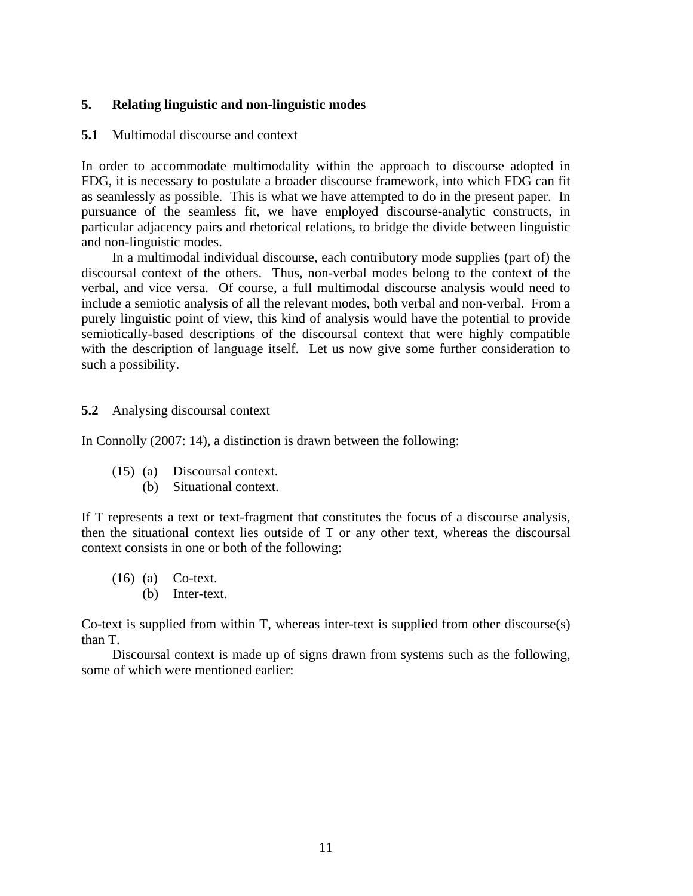## 5. Relating linguistic and non-linguistic modes

### 5.1 Multimodal discourse and context

In order to accommodate multimodality within the approach to discourse adopted in FDG, it is necessary to postulate a broader discourse framework, into which FDG can fit as seamlessly as possible. This is what we have attempted to do in the present paper. In pursuance of the seamless fit, we have employed discourse-analytic constructs, in particular adjacency pairs and rhetorical relations, to bridge the divide between linguistic and non-linguistic modes.

In a multimodal individual discourse, each contributory mode supplies (part of) the discoursal context of the others. Thus, non-verbal modes belong to the context of the verbal, and vice versa. Of course, a full multimodal discourse analysis would need to include a semiotic analysis of all the relevant modes, both verbal and non-verbal. From a purely linguistic point of view, this kind of analysis would have the potential to provide semiotically-based descriptions of the discoursal context that were highly compatible with the description of language itself. Let us now give some further consideration to such a possibility.

### 5.2 Analysing discoursal context

In Connolly (2007: 14), a distinction is drawn between the following:

(15) (a) Discoursal context.
     (b) Situational context.

If T represents a text or text-fragment that constitutes the focus of a discourse analysis, then the situational context lies outside of T or any other text, whereas the discoursal context consists in one or both of the following:

(16) (a) Co-text.
     (b) Inter-text.

Co-text is supplied from within T, whereas inter-text is supplied from other discourse(s) than T.

Discoursal context is made up of signs drawn from systems such as the following, some of which were mentioned earlier: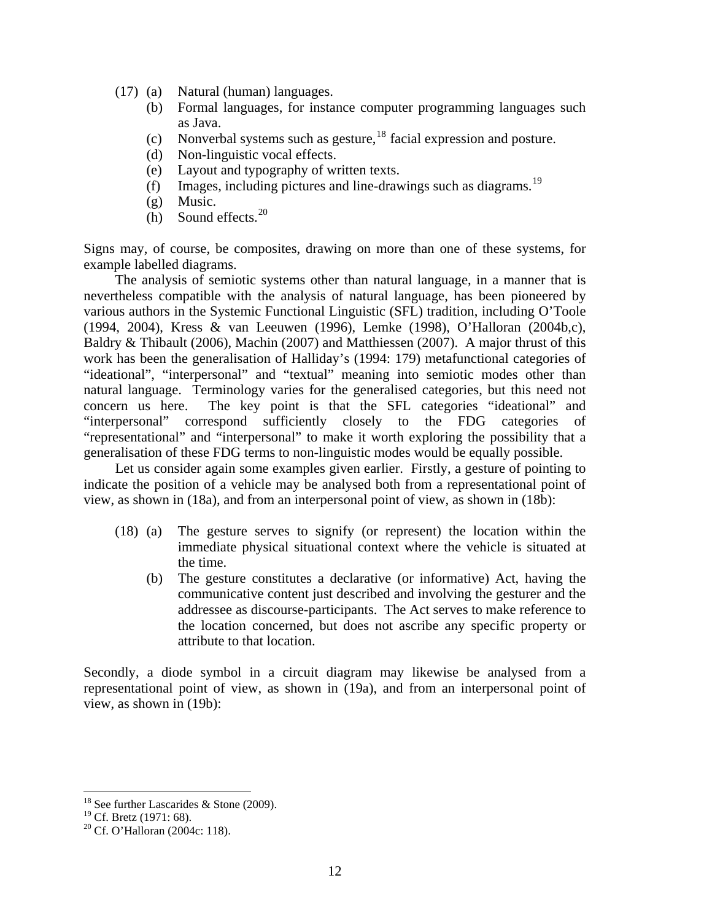(17) (a) Natural (human) languages.
(b) Formal languages, for instance computer programming languages such as Java.
(c) Nonverbal systems such as gesture,[18] facial expression and posture.
(d) Non-linguistic vocal effects.
(e) Layout and typography of written texts.
(f) Images, including pictures and line-drawings such as diagrams.[19]
(g) Music.
(h) Sound effects.[20]

Signs may, of course, be composites, drawing on more than one of these systems, for example labelled diagrams.

The analysis of semiotic systems other than natural language, in a manner that is nevertheless compatible with the analysis of natural language, has been pioneered by various authors in the Systemic Functional Linguistic (SFL) tradition, including O'Toole (1994, 2004), Kress & van Leeuwen (1996), Lemke (1998), O'Halloran (2004b,c), Baldry & Thibault (2006), Machin (2007) and Matthiessen (2007). A major thrust of this work has been the generalisation of Halliday's (1994: 179) metafunctional categories of "ideational", "interpersonal" and "textual" meaning into semiotic modes other than natural language. Terminology varies for the generalised categories, but this need not concern us here. The key point is that the SFL categories "ideational" and "interpersonal" correspond sufficiently closely to the FDG categories of "representational" and "interpersonal" to make it worth exploring the possibility that a generalisation of these FDG terms to non-linguistic modes would be equally possible.

Let us consider again some examples given earlier. Firstly, a gesture of pointing to indicate the position of a vehicle may be analysed both from a representational point of view, as shown in (18a), and from an interpersonal point of view, as shown in (18b):

(18) (a) The gesture serves to signify (or represent) the location within the immediate physical situational context where the vehicle is situated at the time.
(b) The gesture constitutes a declarative (or informative) Act, having the communicative content just described and involving the gesturer and the addressee as discourse-participants. The Act serves to make reference to the location concerned, but does not ascribe any specific property or attribute to that location.

Secondly, a diode symbol in a circuit diagram may likewise be analysed from a representational point of view, as shown in (19a), and from an interpersonal point of view, as shown in (19b):

---

[18] See further Lascarides & Stone (2009).
[19] Cf. Bretz (1971: 68).
[20] Cf. O'Halloran (2004c: 118).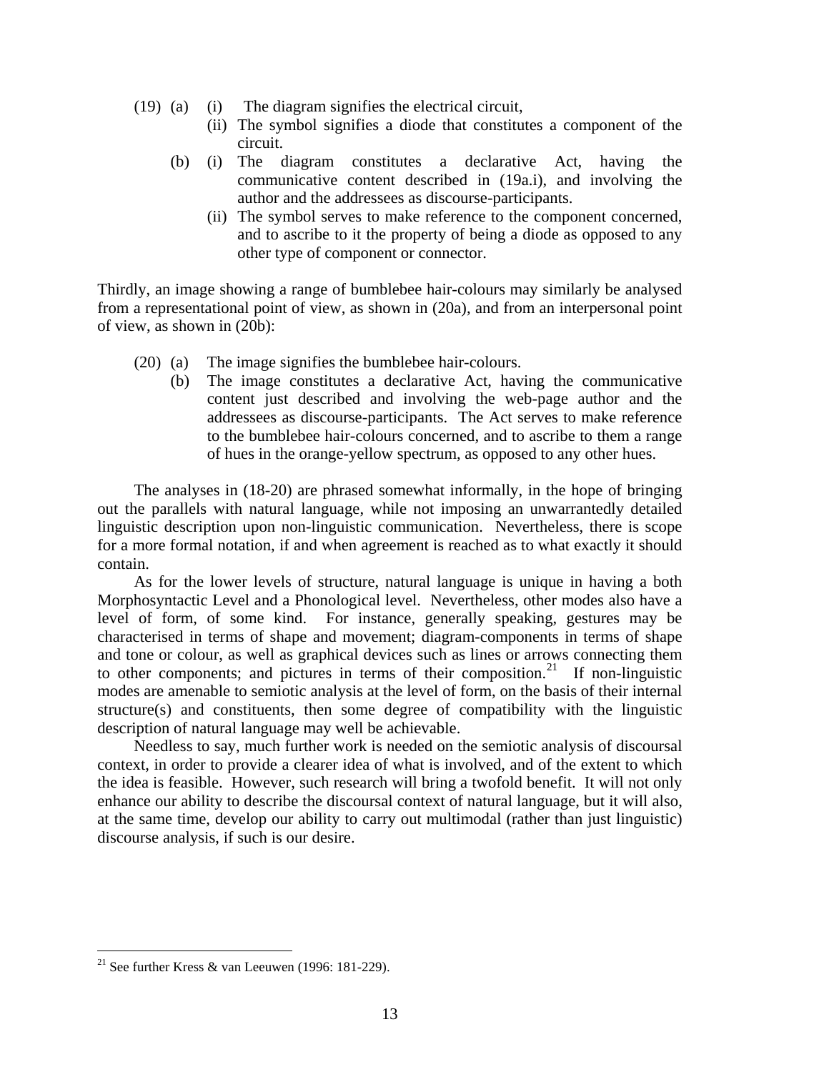(19) (a) (i) The diagram signifies the electrical circuit,

(ii) The symbol signifies a diode that constitutes a component of the circuit.

(b) (i) The diagram constitutes a declarative Act, having the communicative content described in (19a.i), and involving the author and the addressees as discourse-participants.

(ii) The symbol serves to make reference to the component concerned, and to ascribe to it the property of being a diode as opposed to any other type of component or connector.

Thirdly, an image showing a range of bumblebee hair-colours may similarly be analysed from a representational point of view, as shown in (20a), and from an interpersonal point of view, as shown in (20b):

(20) (a) The image signifies the bumblebee hair-colours.

(b) The image constitutes a declarative Act, having the communicative content just described and involving the web-page author and the addressees as discourse-participants. The Act serves to make reference to the bumblebee hair-colours concerned, and to ascribe to them a range of hues in the orange-yellow spectrum, as opposed to any other hues.

The analyses in (18-20) are phrased somewhat informally, in the hope of bringing out the parallels with natural language, while not imposing an unwarrantedly detailed linguistic description upon non-linguistic communication. Nevertheless, there is scope for a more formal notation, if and when agreement is reached as to what exactly it should contain.

As for the lower levels of structure, natural language is unique in having a both Morphosyntactic Level and a Phonological level. Nevertheless, other modes also have a level of form, of some kind. For instance, generally speaking, gestures may be characterised in terms of shape and movement; diagram-components in terms of shape and tone or colour, as well as graphical devices such as lines or arrows connecting them to other components; and pictures in terms of their composition.[21] If non-linguistic modes are amenable to semiotic analysis at the level of form, on the basis of their internal structure(s) and constituents, then some degree of compatibility with the linguistic description of natural language may well be achievable.

Needless to say, much further work is needed on the semiotic analysis of discoursal context, in order to provide a clearer idea of what is involved, and of the extent to which the idea is feasible. However, such research will bring a twofold benefit. It will not only enhance our ability to describe the discoursal context of natural language, but it will also, at the same time, develop our ability to carry out multimodal (rather than just linguistic) discourse analysis, if such is our desire.

[21] See further Kress & van Leeuwen (1996: 181-229).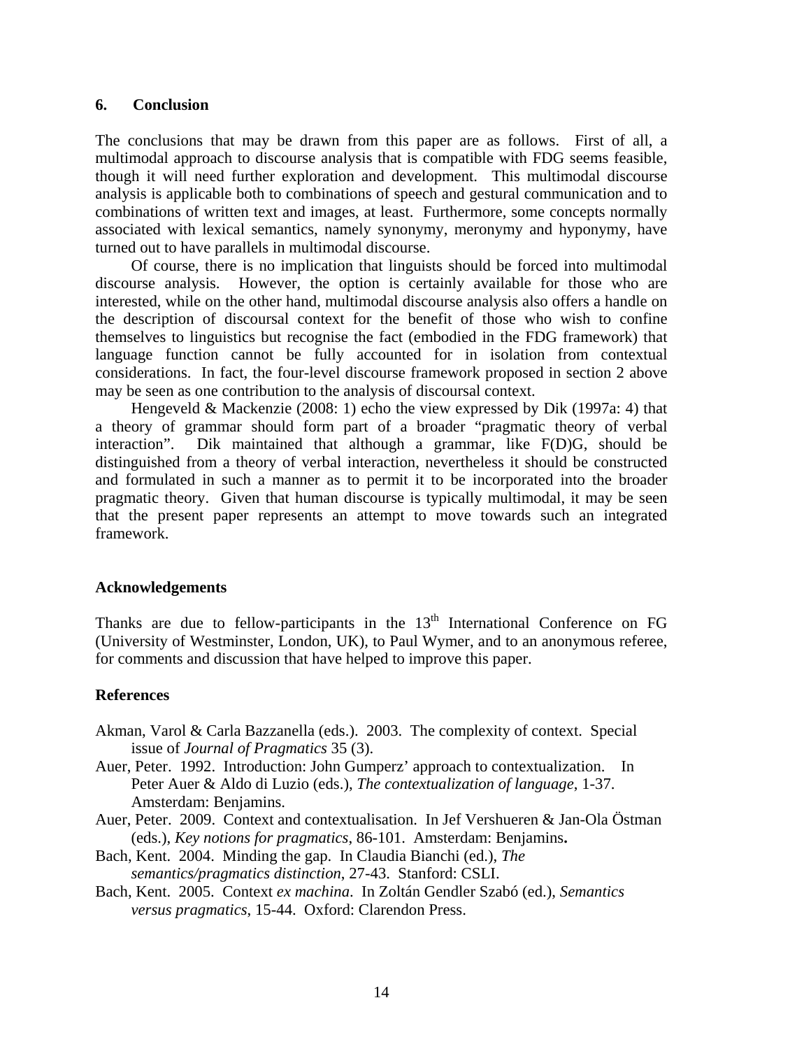## 6. Conclusion

The conclusions that may be drawn from this paper are as follows. First of all, a multimodal approach to discourse analysis that is compatible with FDG seems feasible, though it will need further exploration and development. This multimodal discourse analysis is applicable both to combinations of speech and gestural communication and to combinations of written text and images, at least. Furthermore, some concepts normally associated with lexical semantics, namely synonymy, meronymy and hyponymy, have turned out to have parallels in multimodal discourse.

Of course, there is no implication that linguists should be forced into multimodal discourse analysis. However, the option is certainly available for those who are interested, while on the other hand, multimodal discourse analysis also offers a handle on the description of discoursal context for the benefit of those who wish to confine themselves to linguistics but recognise the fact (embodied in the FDG framework) that language function cannot be fully accounted for in isolation from contextual considerations. In fact, the four-level discourse framework proposed in section 2 above may be seen as one contribution to the analysis of discoursal context.

Hengeveld & Mackenzie (2008: 1) echo the view expressed by Dik (1997a: 4) that a theory of grammar should form part of a broader "pragmatic theory of verbal interaction". Dik maintained that although a grammar, like F(D)G, should be distinguished from a theory of verbal interaction, nevertheless it should be constructed and formulated in such a manner as to permit it to be incorporated into the broader pragmatic theory. Given that human discourse is typically multimodal, it may be seen that the present paper represents an attempt to move towards such an integrated framework.

### Acknowledgements

Thanks are due to fellow-participants in the 13th International Conference on FG (University of Westminster, London, UK), to Paul Wymer, and to an anonymous referee, for comments and discussion that have helped to improve this paper.

### References

Akman, Varol & Carla Bazzanella (eds.). 2003. The complexity of context. Special issue of *Journal of Pragmatics* 35 (3).

Auer, Peter. 1992. Introduction: John Gumperz' approach to contextualization. In Peter Auer & Aldo di Luzio (eds.), *The contextualization of language*, 1-37. Amsterdam: Benjamins.

Auer, Peter. 2009. Context and contextualisation. In Jef Vershueren & Jan-Ola Östman (eds.), *Key notions for pragmatics*, 86-101. Amsterdam: Benjamins**.**

Bach, Kent. 2004. Minding the gap. In Claudia Bianchi (ed.), *The semantics/pragmatics distinction*, 27-43. Stanford: CSLI.

Bach, Kent. 2005. Context *ex machina*. In Zoltán Gendler Szabó (ed.), *Semantics versus pragmatics*, 15-44. Oxford: Clarendon Press.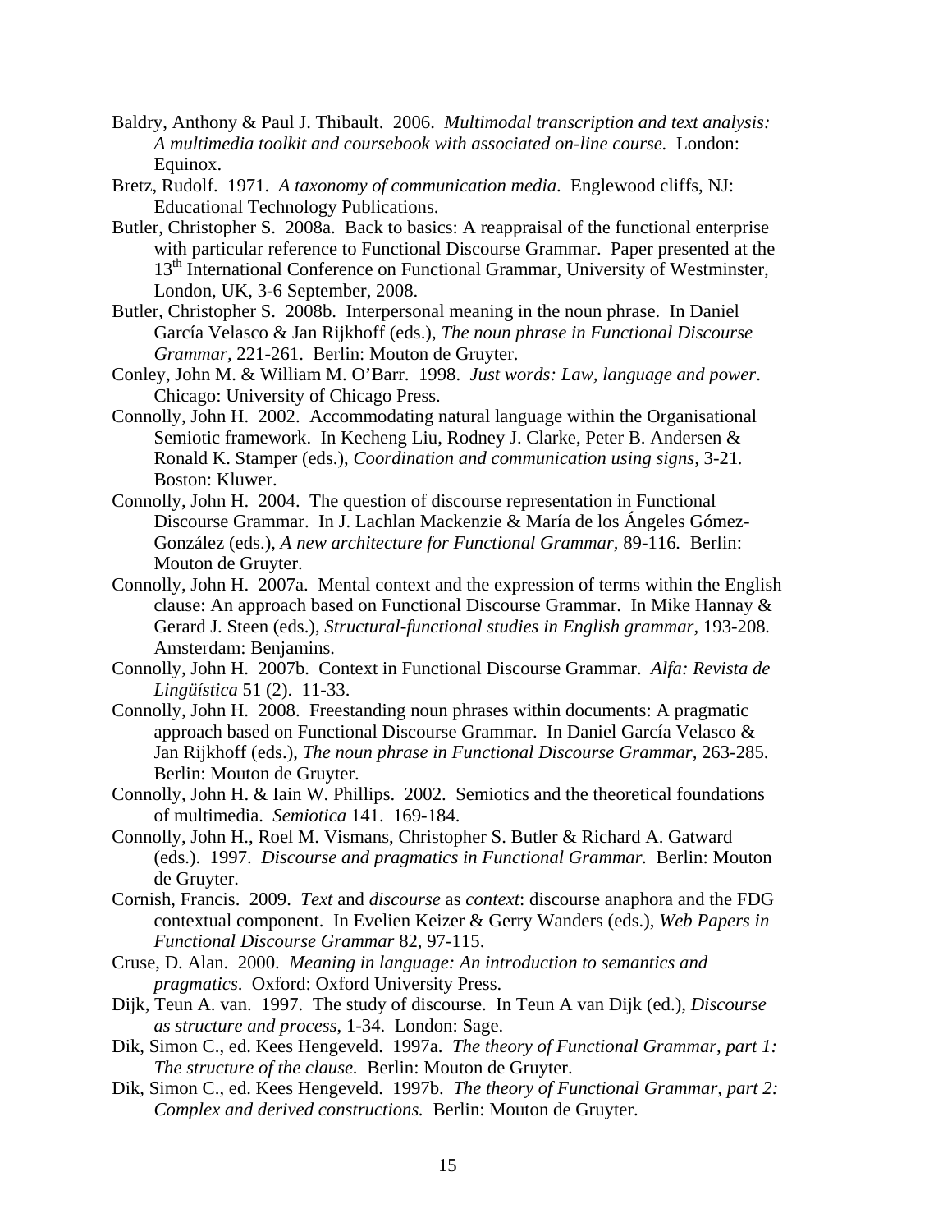Baldry, Anthony & Paul J. Thibault. 2006. *Multimodal transcription and text analysis: A multimedia toolkit and coursebook with associated on-line course.* London: Equinox.

Bretz, Rudolf. 1971. *A taxonomy of communication media*. Englewood cliffs, NJ: Educational Technology Publications.

Butler, Christopher S. 2008a. Back to basics: A reappraisal of the functional enterprise with particular reference to Functional Discourse Grammar. Paper presented at the 13th International Conference on Functional Grammar, University of Westminster, London, UK, 3-6 September, 2008.

Butler, Christopher S. 2008b. Interpersonal meaning in the noun phrase. In Daniel García Velasco & Jan Rijkhoff (eds.), *The noun phrase in Functional Discourse Grammar*, 221-261. Berlin: Mouton de Gruyter.

Conley, John M. & William M. O'Barr. 1998. *Just words: Law, language and power*. Chicago: University of Chicago Press.

Connolly, John H. 2002. Accommodating natural language within the Organisational Semiotic framework. In Kecheng Liu, Rodney J. Clarke, Peter B. Andersen & Ronald K. Stamper (eds.), *Coordination and communication using signs,* 3-21. Boston: Kluwer.

Connolly, John H. 2004. The question of discourse representation in Functional Discourse Grammar. In J. Lachlan Mackenzie & María de los Ángeles Gómez-González (eds.), *A new architecture for Functional Grammar*, 89-116. Berlin: Mouton de Gruyter.

Connolly, John H. 2007a. Mental context and the expression of terms within the English clause: An approach based on Functional Discourse Grammar. In Mike Hannay & Gerard J. Steen (eds.), *Structural-functional studies in English grammar,* 193-208. Amsterdam: Benjamins.

Connolly, John H. 2007b. Context in Functional Discourse Grammar. *Alfa: Revista de Lingüística* 51 (2). 11-33.

Connolly, John H. 2008. Freestanding noun phrases within documents: A pragmatic approach based on Functional Discourse Grammar. In Daniel García Velasco & Jan Rijkhoff (eds.), *The noun phrase in Functional Discourse Grammar,* 263-285. Berlin: Mouton de Gruyter.

Connolly, John H. & Iain W. Phillips. 2002. Semiotics and the theoretical foundations of multimedia. *Semiotica* 141. 169-184.

Connolly, John H., Roel M. Vismans, Christopher S. Butler & Richard A. Gatward (eds.). 1997. *Discourse and pragmatics in Functional Grammar.* Berlin: Mouton de Gruyter.

Cornish, Francis. 2009. *Text* and *discourse* as *context*: discourse anaphora and the FDG contextual component. In Evelien Keizer & Gerry Wanders (eds.), *Web Papers in Functional Discourse Grammar* 82, 97-115.

Cruse, D. Alan. 2000. *Meaning in language: An introduction to semantics and pragmatics*. Oxford: Oxford University Press.

Dijk, Teun A. van. 1997. The study of discourse. In Teun A van Dijk (ed.), *Discourse as structure and process*, 1-34. London: Sage.

Dik, Simon C., ed. Kees Hengeveld. 1997a. *The theory of Functional Grammar, part 1: The structure of the clause.* Berlin: Mouton de Gruyter.

Dik, Simon C., ed. Kees Hengeveld. 1997b. *The theory of Functional Grammar, part 2: Complex and derived constructions.* Berlin: Mouton de Gruyter.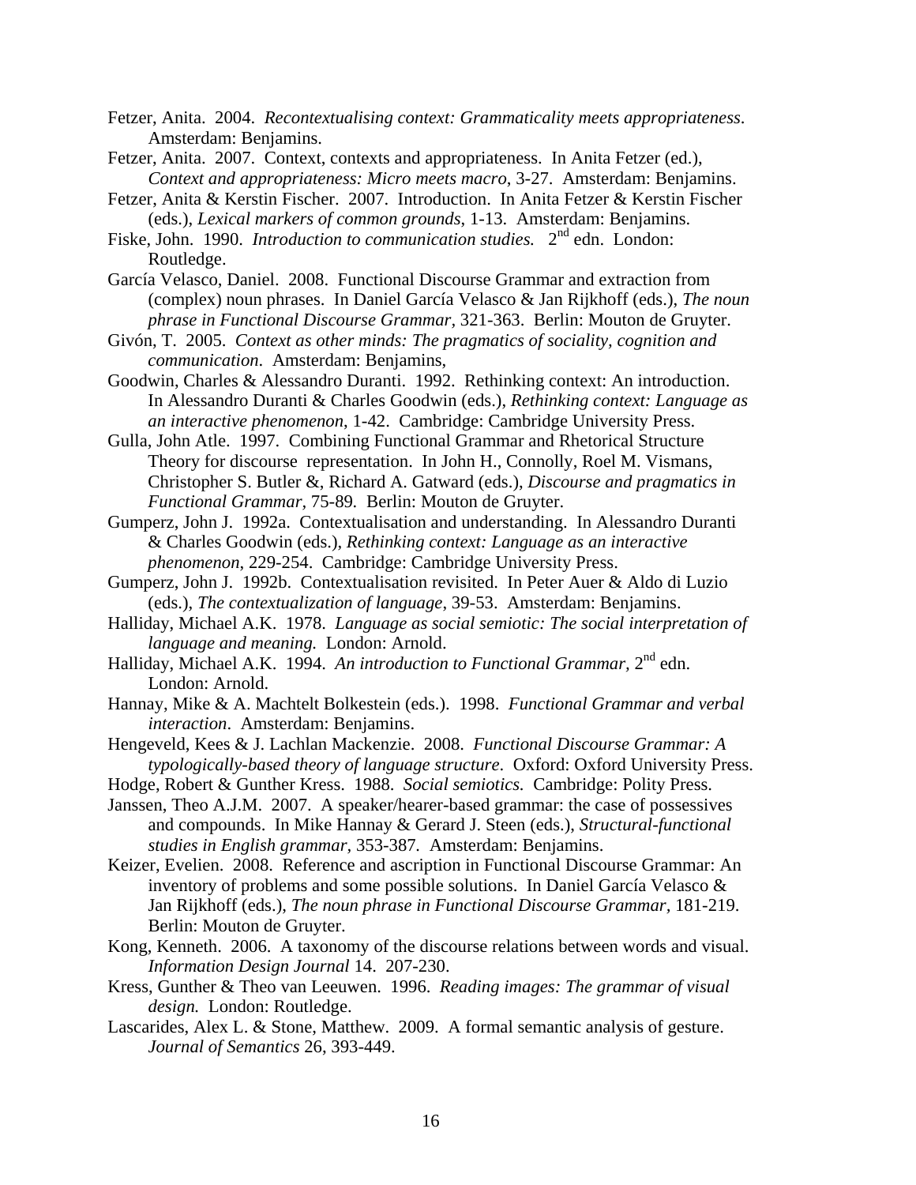Fetzer, Anita. 2004. *Recontextualising context: Grammaticality meets appropriateness*. Amsterdam: Benjamins.

Fetzer, Anita. 2007. Context, contexts and appropriateness. In Anita Fetzer (ed.), *Context and appropriateness: Micro meets macro*, 3-27. Amsterdam: Benjamins.

Fetzer, Anita & Kerstin Fischer. 2007. Introduction. In Anita Fetzer & Kerstin Fischer (eds.), *Lexical markers of common grounds*, 1-13. Amsterdam: Benjamins.

Fiske, John. 1990. *Introduction to communication studies.* 2nd edn. London: Routledge.

García Velasco, Daniel. 2008. Functional Discourse Grammar and extraction from (complex) noun phrases. In Daniel García Velasco & Jan Rijkhoff (eds.), *The noun phrase in Functional Discourse Grammar*, 321-363. Berlin: Mouton de Gruyter.

Givón, T. 2005. *Context as other minds: The pragmatics of sociality, cognition and communication*. Amsterdam: Benjamins,

Goodwin, Charles & Alessandro Duranti. 1992. Rethinking context: An introduction. In Alessandro Duranti & Charles Goodwin (eds.), *Rethinking context: Language as an interactive phenomenon*, 1-42. Cambridge: Cambridge University Press.

Gulla, John Atle. 1997. Combining Functional Grammar and Rhetorical Structure Theory for discourse representation. In John H., Connolly, Roel M. Vismans, Christopher S. Butler &, Richard A. Gatward (eds.), *Discourse and pragmatics in Functional Grammar*, 75-89. Berlin: Mouton de Gruyter.

Gumperz, John J. 1992a. Contextualisation and understanding. In Alessandro Duranti & Charles Goodwin (eds.), *Rethinking context: Language as an interactive phenomenon*, 229-254. Cambridge: Cambridge University Press.

Gumperz, John J. 1992b. Contextualisation revisited. In Peter Auer & Aldo di Luzio (eds.), *The contextualization of language*, 39-53. Amsterdam: Benjamins.

Halliday, Michael A.K. 1978. *Language as social semiotic: The social interpretation of language and meaning.* London: Arnold.

Halliday, Michael A.K. 1994. *An introduction to Functional Grammar*, 2nd edn. London: Arnold.

Hannay, Mike & A. Machtelt Bolkestein (eds.). 1998. *Functional Grammar and verbal interaction*. Amsterdam: Benjamins.

Hengeveld, Kees & J. Lachlan Mackenzie. 2008. *Functional Discourse Grammar: A typologically-based theory of language structure*. Oxford: Oxford University Press.

Hodge, Robert & Gunther Kress. 1988. *Social semiotics*. Cambridge: Polity Press.

Janssen, Theo A.J.M. 2007. A speaker/hearer-based grammar: the case of possessives and compounds. In Mike Hannay & Gerard J. Steen (eds.), *Structural-functional studies in English grammar*, 353-387. Amsterdam: Benjamins.

Keizer, Evelien. 2008. Reference and ascription in Functional Discourse Grammar: An inventory of problems and some possible solutions. In Daniel García Velasco & Jan Rijkhoff (eds.), *The noun phrase in Functional Discourse Grammar*, 181-219. Berlin: Mouton de Gruyter.

Kong, Kenneth. 2006. A taxonomy of the discourse relations between words and visual. *Information Design Journal* 14. 207-230.

Kress, Gunther & Theo van Leeuwen. 1996. *Reading images: The grammar of visual design.* London: Routledge.

Lascarides, Alex L. & Stone, Matthew. 2009. A formal semantic analysis of gesture. *Journal of Semantics* 26, 393-449.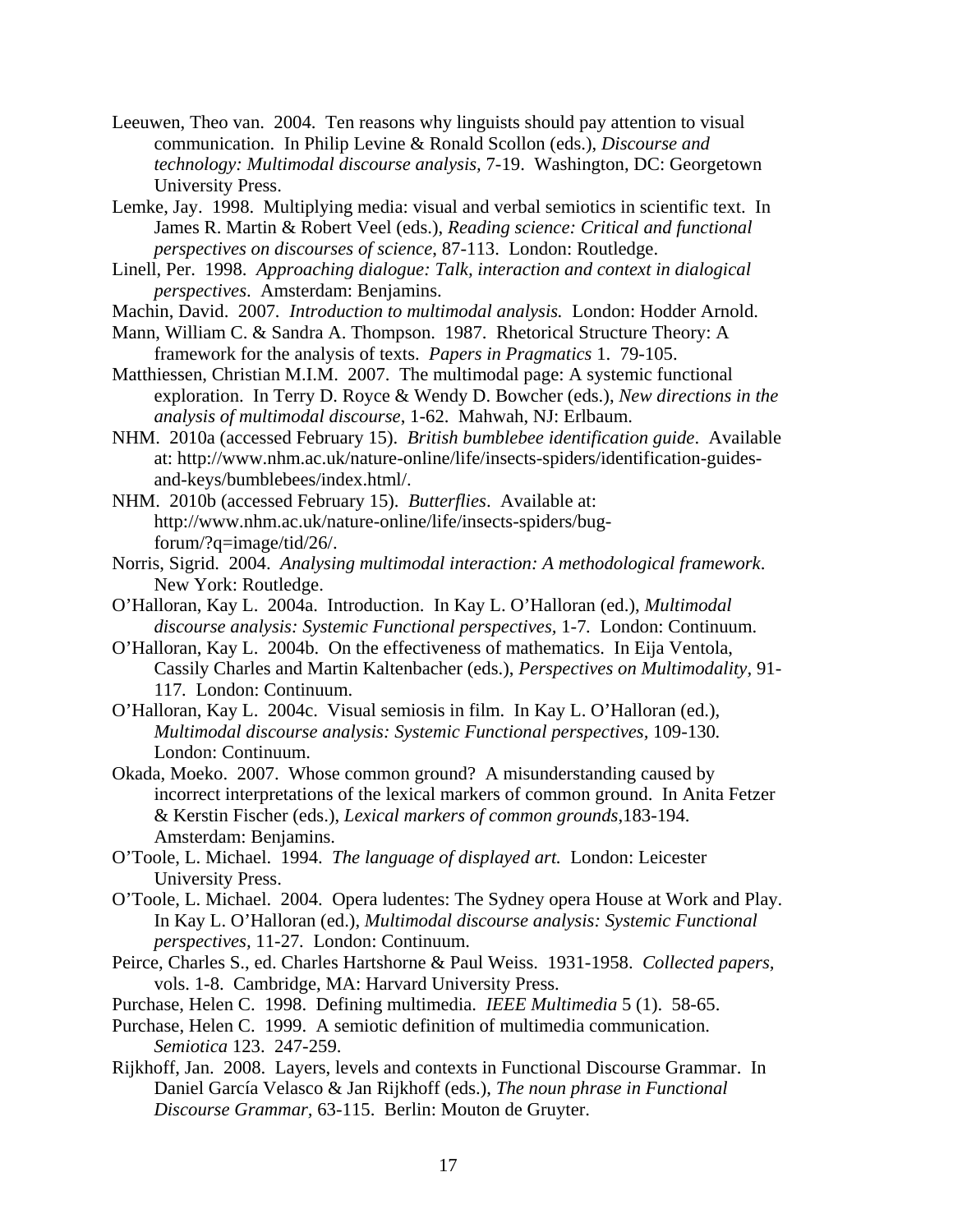Leeuwen, Theo van. 2004. Ten reasons why linguists should pay attention to visual communication. In Philip Levine & Ronald Scollon (eds.), *Discourse and technology: Multimodal discourse analysis*, 7-19. Washington, DC: Georgetown University Press.

Lemke, Jay. 1998. Multiplying media: visual and verbal semiotics in scientific text. In James R. Martin & Robert Veel (eds.), *Reading science: Critical and functional perspectives on discourses of science*, 87-113. London: Routledge.

Linell, Per. 1998. *Approaching dialogue: Talk, interaction and context in dialogical perspectives*. Amsterdam: Benjamins.

Machin, David. 2007. *Introduction to multimodal analysis.* London: Hodder Arnold.

Mann, William C. & Sandra A. Thompson. 1987. Rhetorical Structure Theory: A framework for the analysis of texts. *Papers in Pragmatics* 1. 79-105.

Matthiessen, Christian M.I.M. 2007. The multimodal page: A systemic functional exploration. In Terry D. Royce & Wendy D. Bowcher (eds.), *New directions in the analysis of multimodal discourse*, 1-62. Mahwah, NJ: Erlbaum.

NHM. 2010a (accessed February 15). *British bumblebee identification guide*. Available at: http://www.nhm.ac.uk/nature-online/life/insects-spiders/identification-guides-and-keys/bumblebees/index.html/.

NHM. 2010b (accessed February 15). *Butterflies*. Available at: http://www.nhm.ac.uk/nature-online/life/insects-spiders/bug-forum/?q=image/tid/26/.

Norris, Sigrid. 2004. *Analysing multimodal interaction: A methodological framework*. New York: Routledge.

O'Halloran, Kay L. 2004a. Introduction. In Kay L. O'Halloran (ed.), *Multimodal discourse analysis: Systemic Functional perspectives*, 1-7. London: Continuum.

O'Halloran, Kay L. 2004b. On the effectiveness of mathematics. In Eija Ventola, Cassily Charles and Martin Kaltenbacher (eds.), *Perspectives on Multimodality*, 91-117. London: Continuum.

O'Halloran, Kay L. 2004c. Visual semiosis in film. In Kay L. O'Halloran (ed.), *Multimodal discourse analysis: Systemic Functional perspectives*, 109-130. London: Continuum.

Okada, Moeko. 2007. Whose common ground? A misunderstanding caused by incorrect interpretations of the lexical markers of common ground. In Anita Fetzer & Kerstin Fischer (eds.), *Lexical markers of common grounds*,183-194. Amsterdam: Benjamins.

O'Toole, L. Michael. 1994. *The language of displayed art.* London: Leicester University Press.

O'Toole, L. Michael. 2004. Opera ludentes: The Sydney opera House at Work and Play. In Kay L. O'Halloran (ed.), *Multimodal discourse analysis: Systemic Functional perspectives,* 11-27. London: Continuum.

Peirce, Charles S., ed. Charles Hartshorne & Paul Weiss. 1931-1958. *Collected papers,* vols. 1-8. Cambridge, MA: Harvard University Press.

Purchase, Helen C. 1998. Defining multimedia. *IEEE Multimedia* 5 (1). 58-65.

Purchase, Helen C. 1999. A semiotic definition of multimedia communication. *Semiotica* 123. 247-259.

Rijkhoff, Jan. 2008. Layers, levels and contexts in Functional Discourse Grammar. In Daniel García Velasco & Jan Rijkhoff (eds.), *The noun phrase in Functional Discourse Grammar,* 63-115. Berlin: Mouton de Gruyter.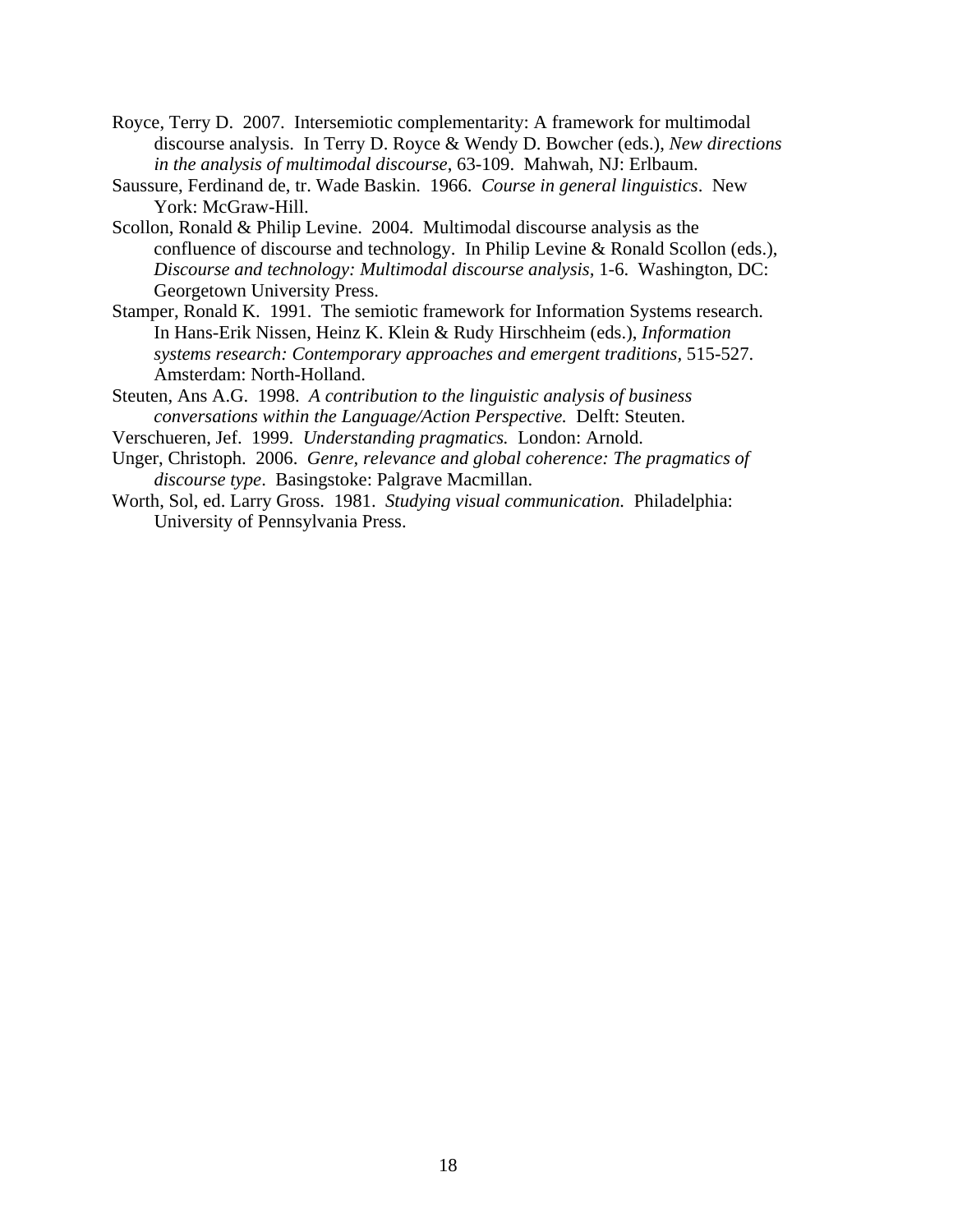Royce, Terry D. 2007. Intersemiotic complementarity: A framework for multimodal discourse analysis. In Terry D. Royce & Wendy D. Bowcher (eds.), *New directions in the analysis of multimodal discourse*, 63-109. Mahwah, NJ: Erlbaum.

Saussure, Ferdinand de, tr. Wade Baskin. 1966. *Course in general linguistics*. New York: McGraw-Hill.

Scollon, Ronald & Philip Levine. 2004. Multimodal discourse analysis as the confluence of discourse and technology. In Philip Levine & Ronald Scollon (eds.), *Discourse and technology: Multimodal discourse analysis,* 1-6. Washington, DC: Georgetown University Press.

Stamper, Ronald K. 1991. The semiotic framework for Information Systems research. In Hans-Erik Nissen, Heinz K. Klein & Rudy Hirschheim (eds.), *Information systems research: Contemporary approaches and emergent traditions*, 515-527. Amsterdam: North-Holland.

Steuten, Ans A.G. 1998. *A contribution to the linguistic analysis of business conversations within the Language/Action Perspective.* Delft: Steuten.

Verschueren, Jef. 1999. *Understanding pragmatics.* London: Arnold.

Unger, Christoph. 2006. *Genre, relevance and global coherence: The pragmatics of discourse type*. Basingstoke: Palgrave Macmillan.

Worth, Sol, ed. Larry Gross. 1981. *Studying visual communication.* Philadelphia: University of Pennsylvania Press.